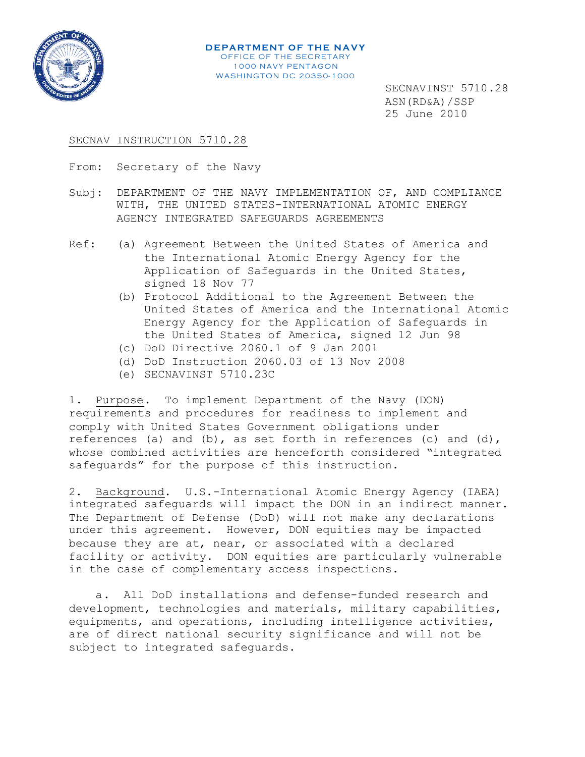**DEPARTMENT OF THE NAVY**
OFFICE OF THE SECRETARY
1000 NAVY PENTAGON
WASHINGTON DC 20350-1000

SECNAVINST 5710.28
ASN(RD&A)/SSP
25 June 2010

SECNAV INSTRUCTION 5710.28

From: Secretary of the Navy

Subj: DEPARTMENT OF THE NAVY IMPLEMENTATION OF, AND COMPLIANCE WITH, THE UNITED STATES-INTERNATIONAL ATOMIC ENERGY AGENCY INTEGRATED SAFEGUARDS AGREEMENTS

Ref:
(a) Agreement Between the United States of America and the International Atomic Energy Agency for the Application of Safeguards in the United States, signed 18 Nov 77
(b) Protocol Additional to the Agreement Between the United States of America and the International Atomic Energy Agency for the Application of Safeguards in the United States of America, signed 12 Jun 98
(c) DoD Directive 2060.1 of 9 Jan 2001
(d) DoD Instruction 2060.03 of 13 Nov 2008
(e) SECNAVINST 5710.23C

1. Purpose. To implement Department of the Navy (DON) requirements and procedures for readiness to implement and comply with United States Government obligations under references (a) and (b), as set forth in references (c) and (d), whose combined activities are henceforth considered "integrated safeguards" for the purpose of this instruction.

2. Background. U.S.-International Atomic Energy Agency (IAEA) integrated safeguards will impact the DON in an indirect manner. The Department of Defense (DoD) will not make any declarations under this agreement. However, DON equities may be impacted because they are at, near, or associated with a declared facility or activity. DON equities are particularly vulnerable in the case of complementary access inspections.

a. All DoD installations and defense-funded research and development, technologies and materials, military capabilities, equipments, and operations, including intelligence activities, are of direct national security significance and will not be subject to integrated safeguards.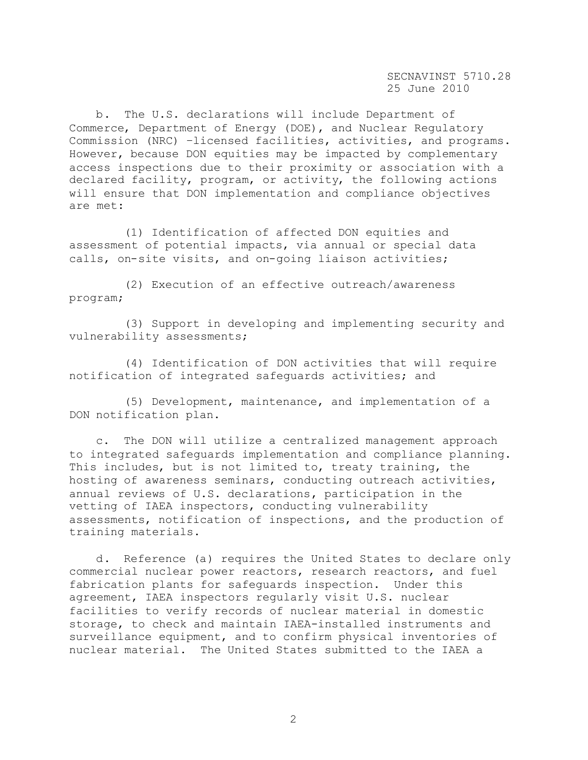b. The U.S. declarations will include Department of Commerce, Department of Energy (DOE), and Nuclear Regulatory Commission (NRC) –licensed facilities, activities, and programs. However, because DON equities may be impacted by complementary access inspections due to their proximity or association with a declared facility, program, or activity, the following actions will ensure that DON implementation and compliance objectives are met:

(1) Identification of affected DON equities and assessment of potential impacts, via annual or special data calls, on-site visits, and on-going liaison activities;

(2) Execution of an effective outreach/awareness program;

(3) Support in developing and implementing security and vulnerability assessments;

(4) Identification of DON activities that will require notification of integrated safeguards activities; and

(5) Development, maintenance, and implementation of a DON notification plan.

c. The DON will utilize a centralized management approach to integrated safeguards implementation and compliance planning. This includes, but is not limited to, treaty training, the hosting of awareness seminars, conducting outreach activities, annual reviews of U.S. declarations, participation in the vetting of IAEA inspectors, conducting vulnerability assessments, notification of inspections, and the production of training materials.

d. Reference (a) requires the United States to declare only commercial nuclear power reactors, research reactors, and fuel fabrication plants for safeguards inspection. Under this agreement, IAEA inspectors regularly visit U.S. nuclear facilities to verify records of nuclear material in domestic storage, to check and maintain IAEA-installed instruments and surveillance equipment, and to confirm physical inventories of nuclear material. The United States submitted to the IAEA a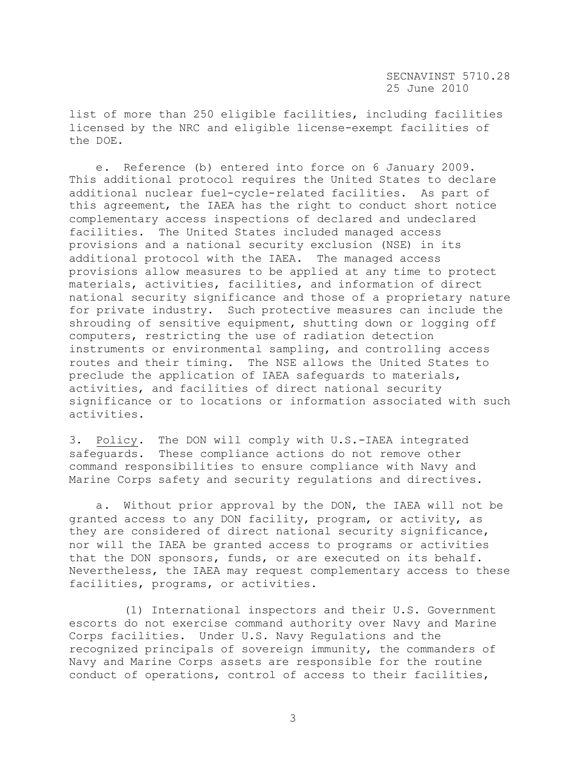list of more than 250 eligible facilities, including facilities licensed by the NRC and eligible license-exempt facilities of the DOE.

e. Reference (b) entered into force on 6 January 2009. This additional protocol requires the United States to declare additional nuclear fuel-cycle-related facilities. As part of this agreement, the IAEA has the right to conduct short notice complementary access inspections of declared and undeclared facilities. The United States included managed access provisions and a national security exclusion (NSE) in its additional protocol with the IAEA. The managed access provisions allow measures to be applied at any time to protect materials, activities, facilities, and information of direct national security significance and those of a proprietary nature for private industry. Such protective measures can include the shrouding of sensitive equipment, shutting down or logging off computers, restricting the use of radiation detection instruments or environmental sampling, and controlling access routes and their timing. The NSE allows the United States to preclude the application of IAEA safeguards to materials, activities, and facilities of direct national security significance or to locations or information associated with such activities.

3. Policy. The DON will comply with U.S.-IAEA integrated safeguards. These compliance actions do not remove other command responsibilities to ensure compliance with Navy and Marine Corps safety and security regulations and directives.

a. Without prior approval by the DON, the IAEA will not be granted access to any DON facility, program, or activity, as they are considered of direct national security significance, nor will the IAEA be granted access to programs or activities that the DON sponsors, funds, or are executed on its behalf. Nevertheless, the IAEA may request complementary access to these facilities, programs, or activities.

(1) International inspectors and their U.S. Government escorts do not exercise command authority over Navy and Marine Corps facilities. Under U.S. Navy Regulations and the recognized principals of sovereign immunity, the commanders of Navy and Marine Corps assets are responsible for the routine conduct of operations, control of access to their facilities,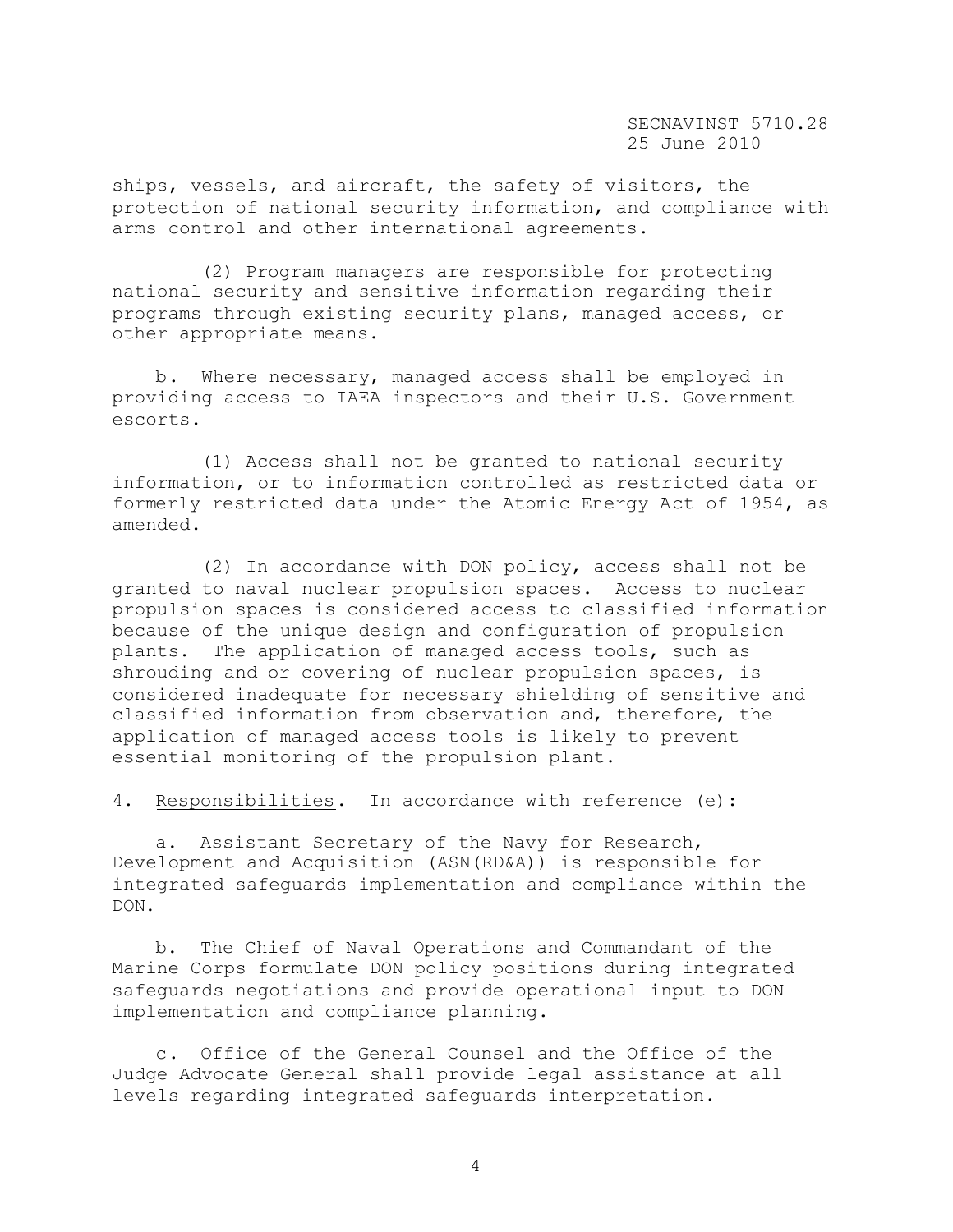ships, vessels, and aircraft, the safety of visitors, the protection of national security information, and compliance with arms control and other international agreements.

(2) Program managers are responsible for protecting national security and sensitive information regarding their programs through existing security plans, managed access, or other appropriate means.

b. Where necessary, managed access shall be employed in providing access to IAEA inspectors and their U.S. Government escorts.

(1) Access shall not be granted to national security information, or to information controlled as restricted data or formerly restricted data under the Atomic Energy Act of 1954, as amended.

(2) In accordance with DON policy, access shall not be granted to naval nuclear propulsion spaces. Access to nuclear propulsion spaces is considered access to classified information because of the unique design and configuration of propulsion plants. The application of managed access tools, such as shrouding and or covering of nuclear propulsion spaces, is considered inadequate for necessary shielding of sensitive and classified information from observation and, therefore, the application of managed access tools is likely to prevent essential monitoring of the propulsion plant.

4. <u>Responsibilities</u>. In accordance with reference (e):

a. Assistant Secretary of the Navy for Research, Development and Acquisition (ASN(RD&A)) is responsible for integrated safeguards implementation and compliance within the DON.

b. The Chief of Naval Operations and Commandant of the Marine Corps formulate DON policy positions during integrated safeguards negotiations and provide operational input to DON implementation and compliance planning.

c. Office of the General Counsel and the Office of the Judge Advocate General shall provide legal assistance at all levels regarding integrated safeguards interpretation.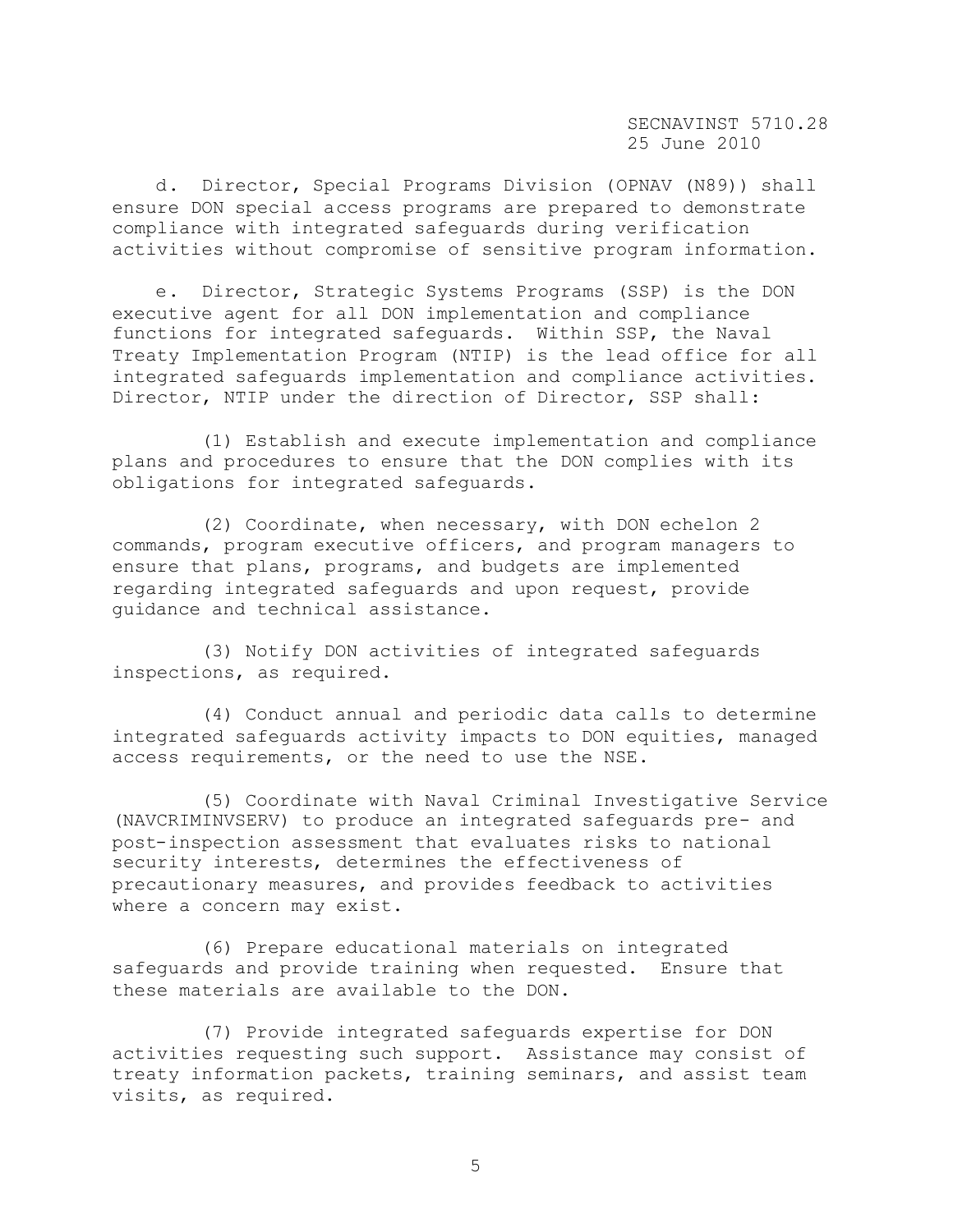d. Director, Special Programs Division (OPNAV (N89)) shall ensure DON special access programs are prepared to demonstrate compliance with integrated safeguards during verification activities without compromise of sensitive program information.

e. Director, Strategic Systems Programs (SSP) is the DON executive agent for all DON implementation and compliance functions for integrated safeguards. Within SSP, the Naval Treaty Implementation Program (NTIP) is the lead office for all integrated safeguards implementation and compliance activities. Director, NTIP under the direction of Director, SSP shall:

(1) Establish and execute implementation and compliance plans and procedures to ensure that the DON complies with its obligations for integrated safeguards.

(2) Coordinate, when necessary, with DON echelon 2 commands, program executive officers, and program managers to ensure that plans, programs, and budgets are implemented regarding integrated safeguards and upon request, provide guidance and technical assistance.

(3) Notify DON activities of integrated safeguards inspections, as required.

(4) Conduct annual and periodic data calls to determine integrated safeguards activity impacts to DON equities, managed access requirements, or the need to use the NSE.

(5) Coordinate with Naval Criminal Investigative Service (NAVCRIMINVSERV) to produce an integrated safeguards pre- and post-inspection assessment that evaluates risks to national security interests, determines the effectiveness of precautionary measures, and provides feedback to activities where a concern may exist.

(6) Prepare educational materials on integrated safeguards and provide training when requested. Ensure that these materials are available to the DON.

(7) Provide integrated safeguards expertise for DON activities requesting such support. Assistance may consist of treaty information packets, training seminars, and assist team visits, as required.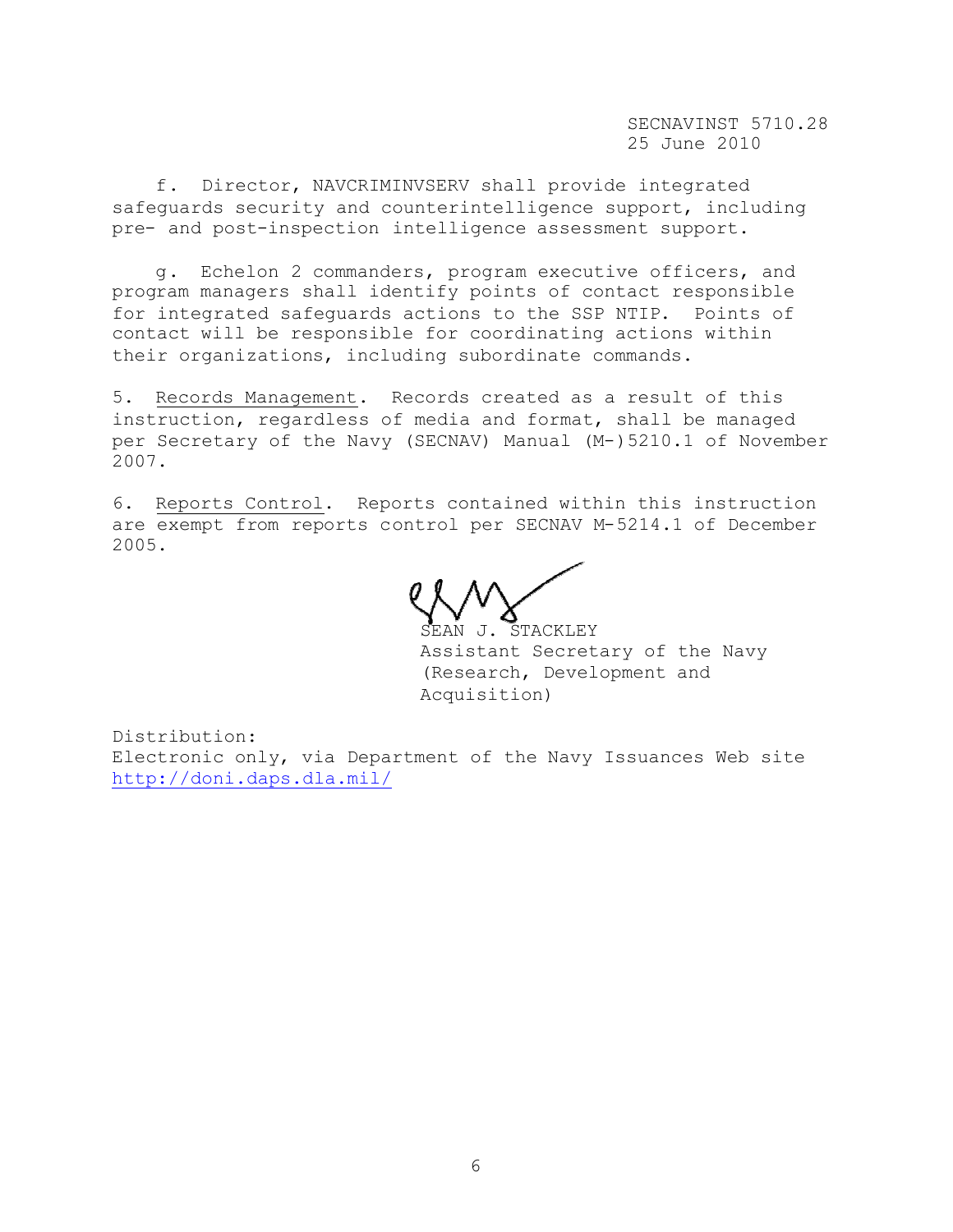f. Director, NAVCRIMINVSERV shall provide integrated safeguards security and counterintelligence support, including pre- and post-inspection intelligence assessment support.

g. Echelon 2 commanders, program executive officers, and program managers shall identify points of contact responsible for integrated safeguards actions to the SSP NTIP. Points of contact will be responsible for coordinating actions within their organizations, including subordinate commands.

5. Records Management. Records created as a result of this instruction, regardless of media and format, shall be managed per Secretary of the Navy (SECNAV) Manual (M-)5210.1 of November 2007.

6. Reports Control. Reports contained within this instruction are exempt from reports control per SECNAV M-5214.1 of December 2005.

SEAN J. STACKLEY
Assistant Secretary of the Navy
(Research, Development and
Acquisition)

Distribution:
Electronic only, via Department of the Navy Issuances Web site
http://doni.daps.dla.mil/